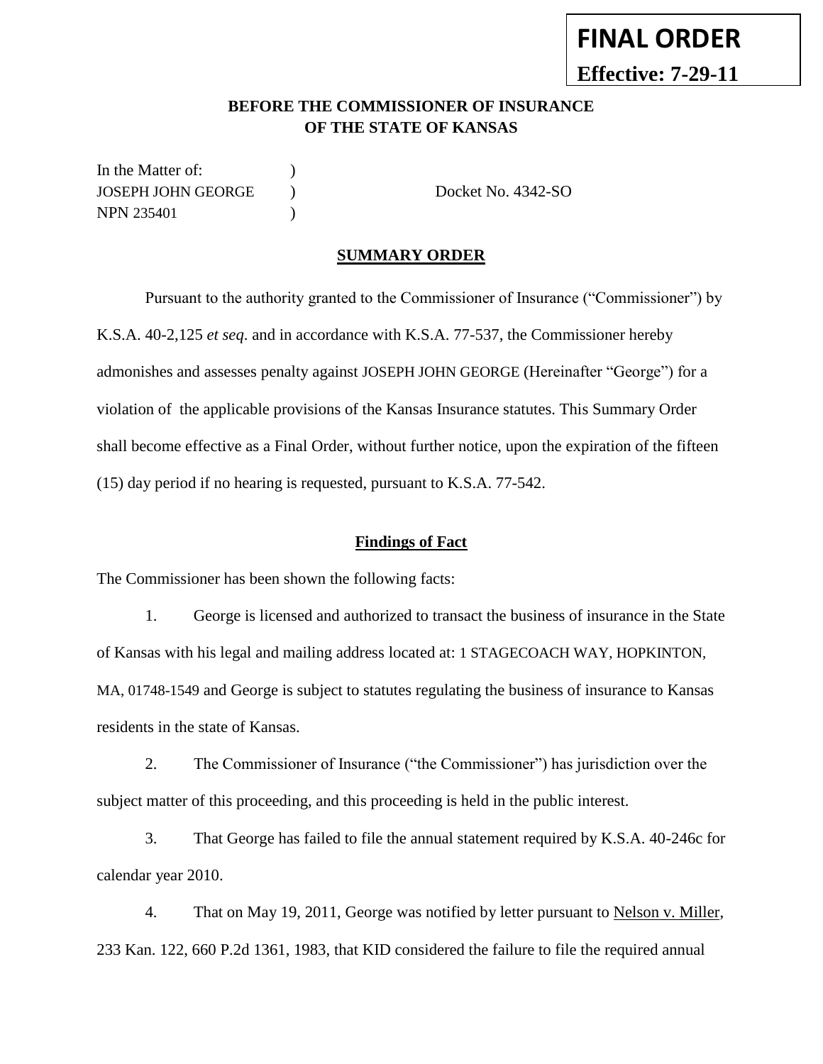**FINAL ORDER**

**Effective: 7-29-11**

**BEFORE THE COMMISSIONER OF INSURANCE**
**OF THE STATE OF KANSAS**

In the Matter of: )
JOSEPH JOHN GEORGE ) Docket No. 4342-SO
NPN 235401 )

**SUMMARY ORDER**

Pursuant to the authority granted to the Commissioner of Insurance ("Commissioner") by K.S.A. 40-2,125 *et seq*. and in accordance with K.S.A. 77-537, the Commissioner hereby admonishes and assesses penalty against JOSEPH JOHN GEORGE (Hereinafter "George") for a violation of the applicable provisions of the Kansas Insurance statutes. This Summary Order shall become effective as a Final Order, without further notice, upon the expiration of the fifteen (15) day period if no hearing is requested, pursuant to K.S.A. 77-542.

**Findings of Fact**

The Commissioner has been shown the following facts:

1. George is licensed and authorized to transact the business of insurance in the State of Kansas with his legal and mailing address located at: 1 STAGECOACH WAY, HOPKINTON, MA, 01748-1549 and George is subject to statutes regulating the business of insurance to Kansas residents in the state of Kansas.

2. The Commissioner of Insurance ("the Commissioner") has jurisdiction over the subject matter of this proceeding, and this proceeding is held in the public interest.

3. That George has failed to file the annual statement required by K.S.A. 40-246c for calendar year 2010.

4. That on May 19, 2011, George was notified by letter pursuant to Nelson v. Miller, 233 Kan. 122, 660 P.2d 1361, 1983, that KID considered the failure to file the required annual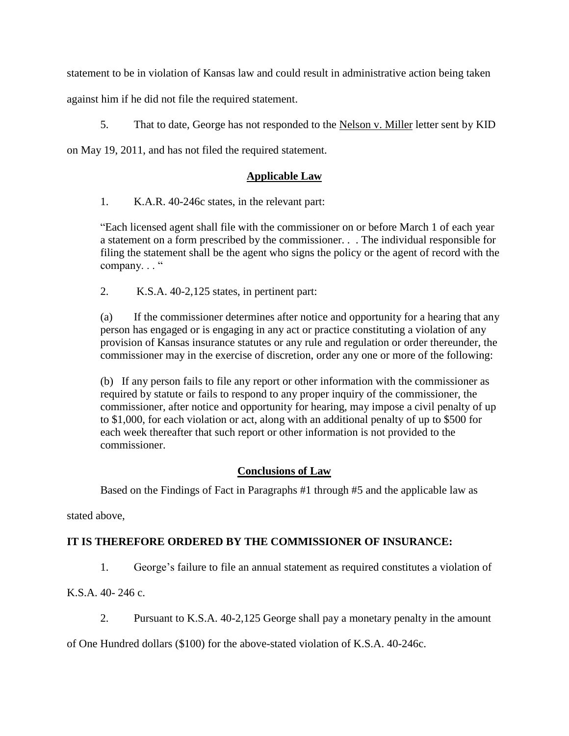statement to be in violation of Kansas law and could result in administrative action being taken against him if he did not file the required statement.

5. That to date, George has not responded to the Nelson v. Miller letter sent by KID on May 19, 2011, and has not filed the required statement.

## Applicable Law

1. K.A.R. 40-246c states, in the relevant part:

> "Each licensed agent shall file with the commissioner on or before March 1 of each year a statement on a form prescribed by the commissioner. . . The individual responsible for filing the statement shall be the agent who signs the policy or the agent of record with the company. . . "

2. K.S.A. 40-2,125 states, in pertinent part:

> (a) If the commissioner determines after notice and opportunity for a hearing that any person has engaged or is engaging in any act or practice constituting a violation of any provision of Kansas insurance statutes or any rule and regulation or order thereunder, the commissioner may in the exercise of discretion, order any one or more of the following:
>
> (b) If any person fails to file any report or other information with the commissioner as required by statute or fails to respond to any proper inquiry of the commissioner, the commissioner, after notice and opportunity for hearing, may impose a civil penalty of up to $1,000, for each violation or act, along with an additional penalty of up to $500 for each week thereafter that such report or other information is not provided to the commissioner.

## Conclusions of Law

Based on the Findings of Fact in Paragraphs #1 through #5 and the applicable law as stated above,

**IT IS THEREFORE ORDERED BY THE COMMISSIONER OF INSURANCE:**

1. George's failure to file an annual statement as required constitutes a violation of K.S.A. 40- 246 c.

2. Pursuant to K.S.A. 40-2,125 George shall pay a monetary penalty in the amount of One Hundred dollars ($100) for the above-stated violation of K.S.A. 40-246c.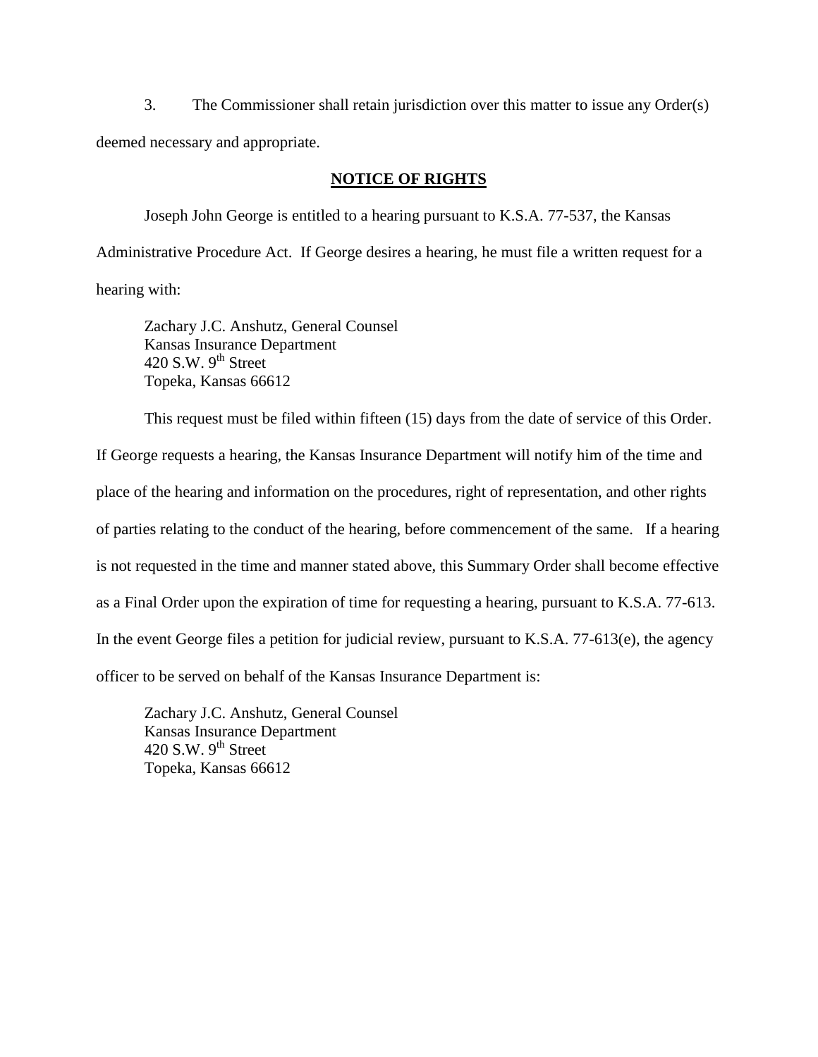3. The Commissioner shall retain jurisdiction over this matter to issue any Order(s) deemed necessary and appropriate.

**NOTICE OF RIGHTS**

Joseph John George is entitled to a hearing pursuant to K.S.A. 77-537, the Kansas Administrative Procedure Act. If George desires a hearing, he must file a written request for a hearing with:

Zachary J.C. Anshutz, General Counsel
Kansas Insurance Department
420 S.W. 9th Street
Topeka, Kansas 66612

This request must be filed within fifteen (15) days from the date of service of this Order. If George requests a hearing, the Kansas Insurance Department will notify him of the time and place of the hearing and information on the procedures, right of representation, and other rights of parties relating to the conduct of the hearing, before commencement of the same. If a hearing is not requested in the time and manner stated above, this Summary Order shall become effective as a Final Order upon the expiration of time for requesting a hearing, pursuant to K.S.A. 77-613. In the event George files a petition for judicial review, pursuant to K.S.A. 77-613(e), the agency officer to be served on behalf of the Kansas Insurance Department is:

Zachary J.C. Anshutz, General Counsel
Kansas Insurance Department
420 S.W. 9th Street
Topeka, Kansas 66612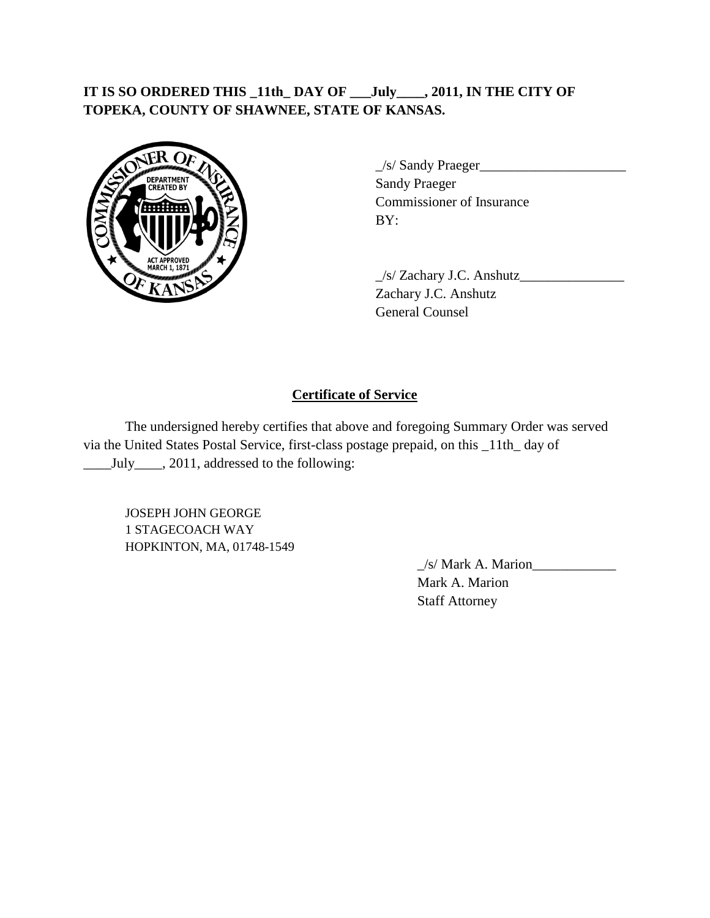**IT IS SO ORDERED THIS _11th_ DAY OF ___July____, 2011, IN THE CITY OF TOPEKA, COUNTY OF SHAWNEE, STATE OF KANSAS.**

_/s/ Sandy Praeger_____________________
Sandy Praeger
Commissioner of Insurance
BY:

_/s/ Zachary J.C. Anshutz_______________
Zachary J.C. Anshutz
General Counsel

**Certificate of Service**

The undersigned hereby certifies that above and foregoing Summary Order was served via the United States Postal Service, first-class postage prepaid, on this _11th_ day of ____July____, 2011, addressed to the following:

JOSEPH JOHN GEORGE
1 STAGECOACH WAY
HOPKINTON, MA, 01748-1549

_/s/ Mark A. Marion____________
Mark A. Marion
Staff Attorney